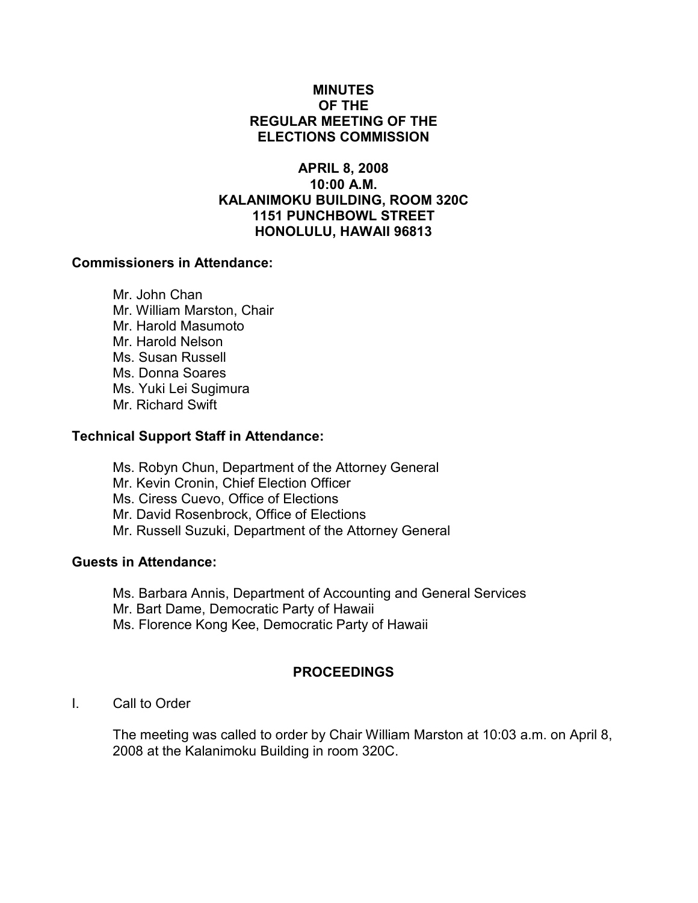# MINUTES
# OF THE
# REGULAR MEETING OF THE
# ELECTIONS COMMISSION

## APRIL 8, 2008
## 10:00 A.M.
## KALANIMOKU BUILDING, ROOM 320C
## 1151 PUNCHBOWL STREET
## HONOLULU, HAWAII 96813

**Commissioners in Attendance:**

Mr. John Chan
Mr. William Marston, Chair
Mr. Harold Masumoto
Mr. Harold Nelson
Ms. Susan Russell
Ms. Donna Soares
Ms. Yuki Lei Sugimura
Mr. Richard Swift

**Technical Support Staff in Attendance:**

Ms. Robyn Chun, Department of the Attorney General
Mr. Kevin Cronin, Chief Election Officer
Ms. Ciress Cuevo, Office of Elections
Mr. David Rosenbrock, Office of Elections
Mr. Russell Suzuki, Department of the Attorney General

**Guests in Attendance:**

Ms. Barbara Annis, Department of Accounting and General Services
Mr. Bart Dame, Democratic Party of Hawaii
Ms. Florence Kong Kee, Democratic Party of Hawaii

## PROCEEDINGS

I. Call to Order

The meeting was called to order by Chair William Marston at 10:03 a.m. on April 8, 2008 at the Kalanimoku Building in room 320C.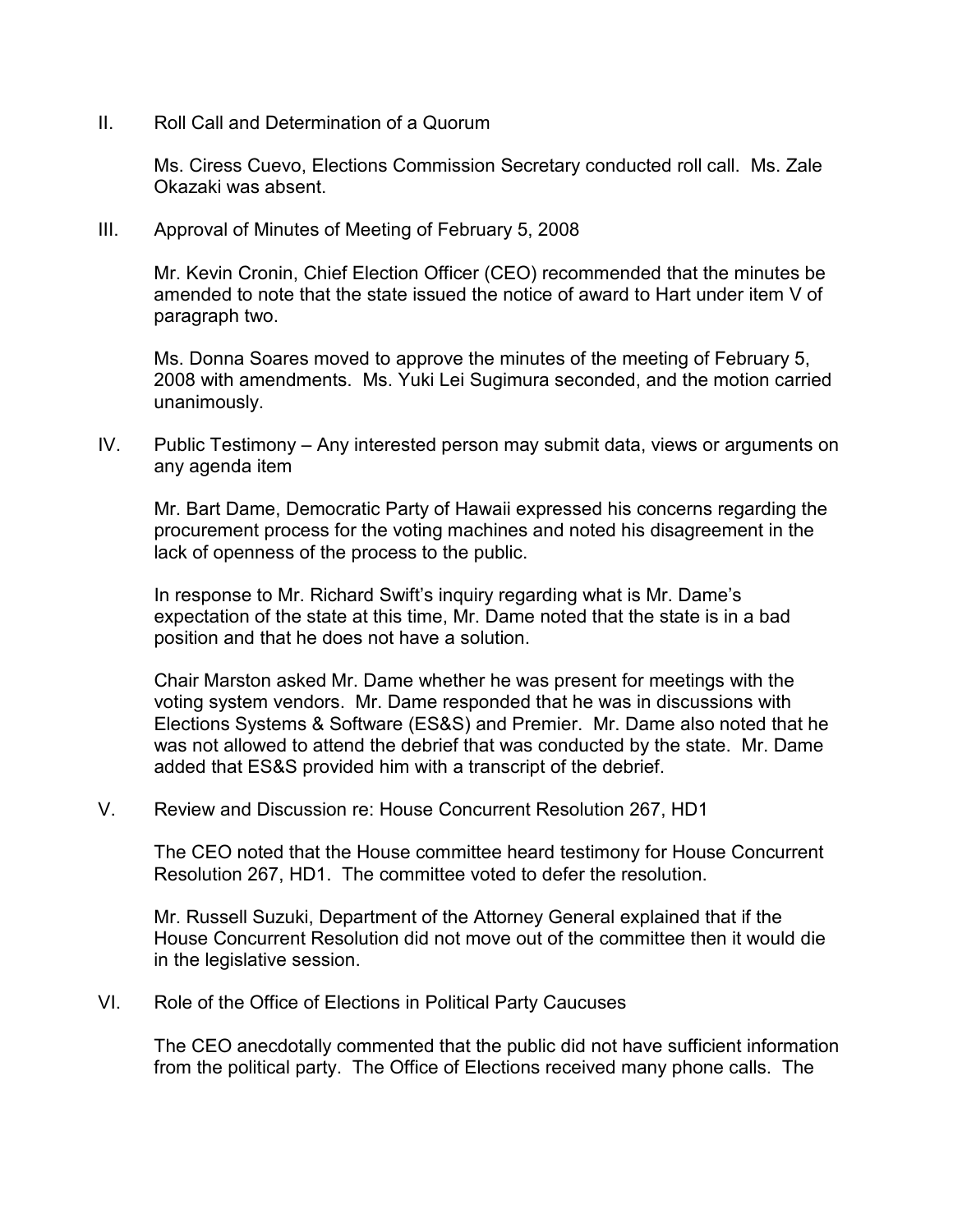II. Roll Call and Determination of a Quorum

Ms. Ciress Cuevo, Elections Commission Secretary conducted roll call. Ms. Zale Okazaki was absent.

III. Approval of Minutes of Meeting of February 5, 2008

Mr. Kevin Cronin, Chief Election Officer (CEO) recommended that the minutes be amended to note that the state issued the notice of award to Hart under item V of paragraph two.

Ms. Donna Soares moved to approve the minutes of the meeting of February 5, 2008 with amendments. Ms. Yuki Lei Sugimura seconded, and the motion carried unanimously.

IV. Public Testimony – Any interested person may submit data, views or arguments on any agenda item

Mr. Bart Dame, Democratic Party of Hawaii expressed his concerns regarding the procurement process for the voting machines and noted his disagreement in the lack of openness of the process to the public.

In response to Mr. Richard Swift's inquiry regarding what is Mr. Dame's expectation of the state at this time, Mr. Dame noted that the state is in a bad position and that he does not have a solution.

Chair Marston asked Mr. Dame whether he was present for meetings with the voting system vendors. Mr. Dame responded that he was in discussions with Elections Systems & Software (ES&S) and Premier. Mr. Dame also noted that he was not allowed to attend the debrief that was conducted by the state. Mr. Dame added that ES&S provided him with a transcript of the debrief.

V. Review and Discussion re: House Concurrent Resolution 267, HD1

The CEO noted that the House committee heard testimony for House Concurrent Resolution 267, HD1. The committee voted to defer the resolution.

Mr. Russell Suzuki, Department of the Attorney General explained that if the House Concurrent Resolution did not move out of the committee then it would die in the legislative session.

VI. Role of the Office of Elections in Political Party Caucuses

The CEO anecdotally commented that the public did not have sufficient information from the political party. The Office of Elections received many phone calls. The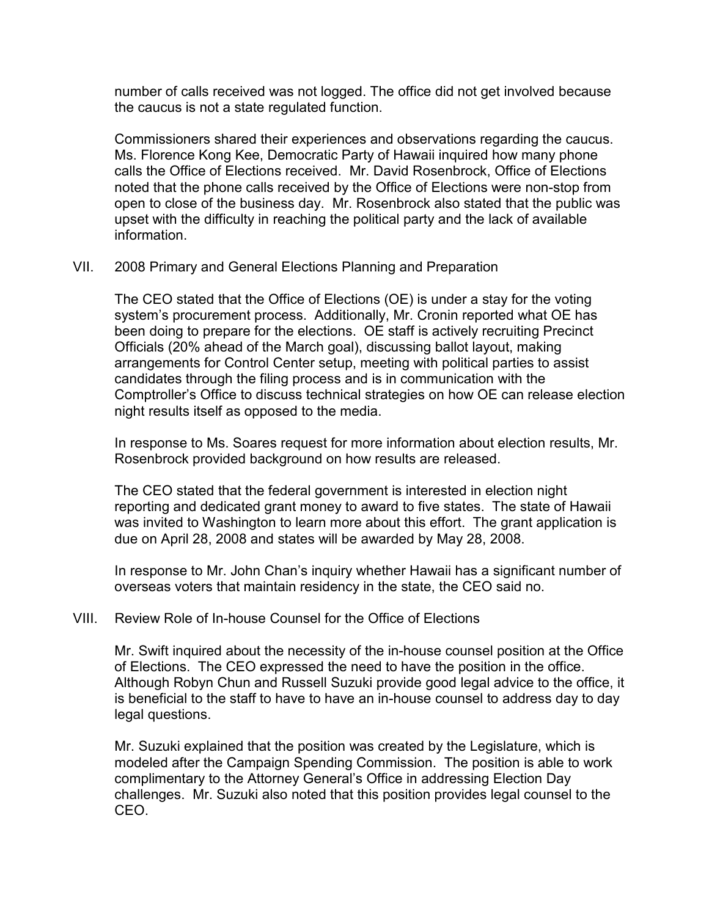number of calls received was not logged. The office did not get involved because the caucus is not a state regulated function.

Commissioners shared their experiences and observations regarding the caucus. Ms. Florence Kong Kee, Democratic Party of Hawaii inquired how many phone calls the Office of Elections received. Mr. David Rosenbrock, Office of Elections noted that the phone calls received by the Office of Elections were non-stop from open to close of the business day. Mr. Rosenbrock also stated that the public was upset with the difficulty in reaching the political party and the lack of available information.

## VII. 2008 Primary and General Elections Planning and Preparation

The CEO stated that the Office of Elections (OE) is under a stay for the voting system's procurement process. Additionally, Mr. Cronin reported what OE has been doing to prepare for the elections. OE staff is actively recruiting Precinct Officials (20% ahead of the March goal), discussing ballot layout, making arrangements for Control Center setup, meeting with political parties to assist candidates through the filing process and is in communication with the Comptroller's Office to discuss technical strategies on how OE can release election night results itself as opposed to the media.

In response to Ms. Soares request for more information about election results, Mr. Rosenbrock provided background on how results are released.

The CEO stated that the federal government is interested in election night reporting and dedicated grant money to award to five states. The state of Hawaii was invited to Washington to learn more about this effort. The grant application is due on April 28, 2008 and states will be awarded by May 28, 2008.

In response to Mr. John Chan's inquiry whether Hawaii has a significant number of overseas voters that maintain residency in the state, the CEO said no.

## VIII. Review Role of In-house Counsel for the Office of Elections

Mr. Swift inquired about the necessity of the in-house counsel position at the Office of Elections. The CEO expressed the need to have the position in the office. Although Robyn Chun and Russell Suzuki provide good legal advice to the office, it is beneficial to the staff to have to have an in-house counsel to address day to day legal questions.

Mr. Suzuki explained that the position was created by the Legislature, which is modeled after the Campaign Spending Commission. The position is able to work complimentary to the Attorney General's Office in addressing Election Day challenges. Mr. Suzuki also noted that this position provides legal counsel to the CEO.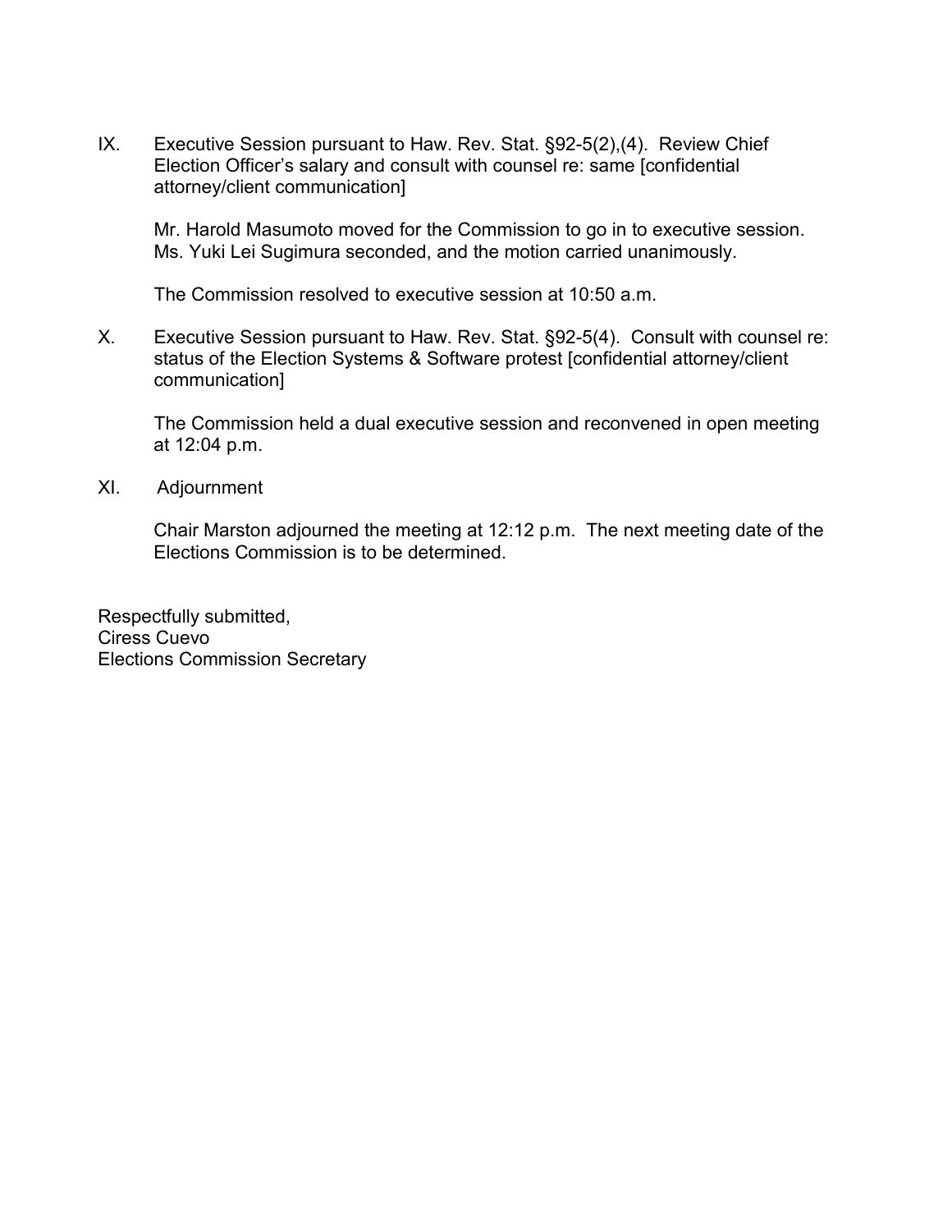IX. Executive Session pursuant to Haw. Rev. Stat. §92-5(2),(4). Review Chief Election Officer's salary and consult with counsel re: same [confidential attorney/client communication]

Mr. Harold Masumoto moved for the Commission to go in to executive session. Ms. Yuki Lei Sugimura seconded, and the motion carried unanimously.

The Commission resolved to executive session at 10:50 a.m.

X. Executive Session pursuant to Haw. Rev. Stat. §92-5(4). Consult with counsel re: status of the Election Systems & Software protest [confidential attorney/client communication]

The Commission held a dual executive session and reconvened in open meeting at 12:04 p.m.

XI. Adjournment

Chair Marston adjourned the meeting at 12:12 p.m. The next meeting date of the Elections Commission is to be determined.

Respectfully submitted,
Ciress Cuevo
Elections Commission Secretary